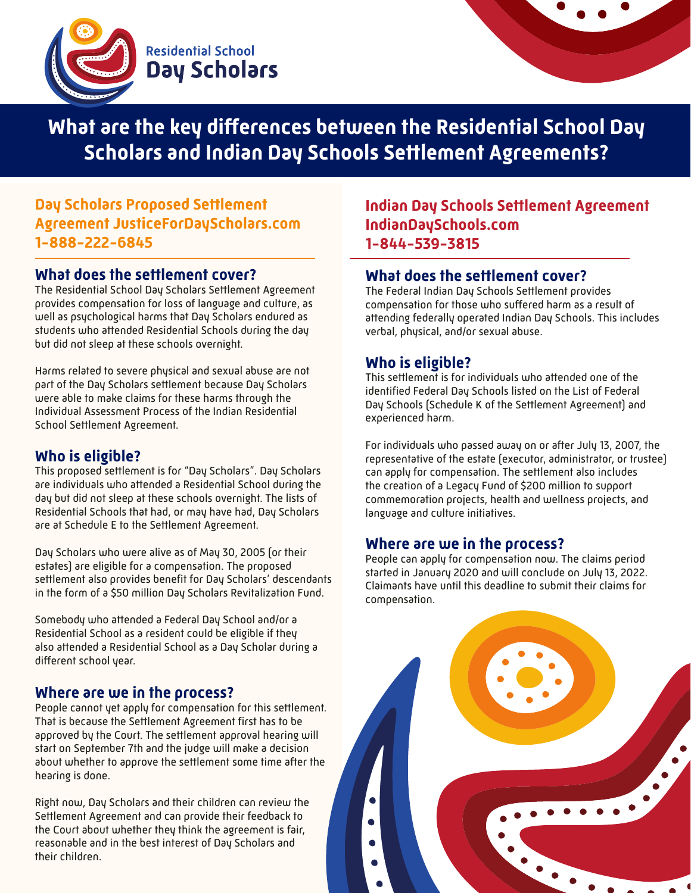Residential School **Day Scholars**

# What are the key differences between the Residential School Day Scholars and Indian Day Schools Settlement Agreements?

## Day Scholars Proposed Settlement Agreement JusticeForDayScholars.com 1-888-222-6845

### What does the settlement cover?

The Residential School Day Scholars Settlement Agreement provides compensation for loss of language and culture, as well as psychological harms that Day Scholars endured as students who attended Residential Schools during the day but did not sleep at these schools overnight.

Harms related to severe physical and sexual abuse are not part of the Day Scholars settlement because Day Scholars were able to make claims for these harms through the Individual Assessment Process of the Indian Residential School Settlement Agreement.

### Who is eligible?

This proposed settlement is for "Day Scholars". Day Scholars are individuals who attended a Residential School during the day but did not sleep at these schools overnight. The lists of Residential Schools that had, or may have had, Day Scholars are at Schedule E to the Settlement Agreement.

Day Scholars who were alive as of May 30, 2005 (or their estates) are eligible for a compensation. The proposed settlement also provides benefit for Day Scholars' descendants in the form of a $50 million Day Scholars Revitalization Fund.

Somebody who attended a Federal Day School and/or a Residential School as a resident could be eligible if they also attended a Residential School as a Day Scholar during a different school year.

### Where are we in the process?

People cannot yet apply for compensation for this settlement. That is because the Settlement Agreement first has to be approved by the Court. The settlement approval hearing will start on September 7th and the judge will make a decision about whether to approve the settlement some time after the hearing is done.

Right now, Day Scholars and their children can review the Settlement Agreement and can provide their feedback to the Court about whether they think the agreement is fair, reasonable and in the best interest of Day Scholars and their children.

## Indian Day Schools Settlement Agreement IndianDaySchools.com 1-844-539-3815

### What does the settlement cover?

The Federal Indian Day Schools Settlement provides compensation for those who suffered harm as a result of attending federally operated Indian Day Schools. This includes verbal, physical, and/or sexual abuse.

### Who is eligible?

This settlement is for individuals who attended one of the identified Federal Day Schools listed on the List of Federal Day Schools (Schedule K of the Settlement Agreement) and experienced harm.

For individuals who passed away on or after July 13, 2007, the representative of the estate (executor, administrator, or trustee) can apply for compensation. The settlement also includes the creation of a Legacy Fund of $200 million to support commemoration projects, health and wellness projects, and language and culture initiatives.

### Where are we in the process?

People can apply for compensation now. The claims period started in January 2020 and will conclude on July 13, 2022. Claimants have until this deadline to submit their claims for compensation.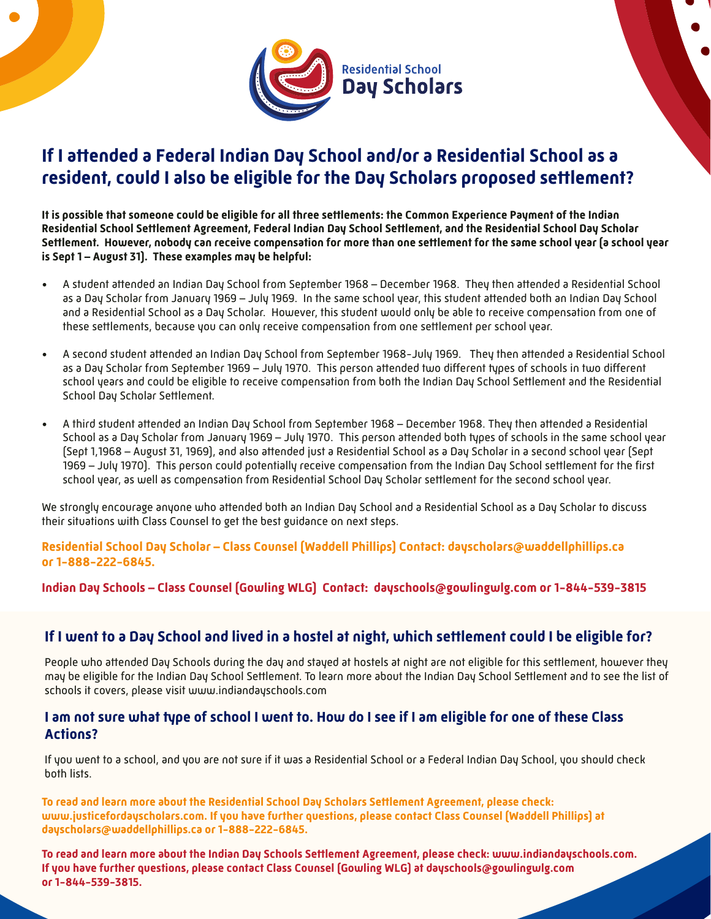Residential School
Day Scholars

## If I attended a Federal Indian Day School and/or a Residential School as a resident, could I also be eligible for the Day Scholars proposed settlement?

**It is possible that someone could be eligible for all three settlements: the Common Experience Payment of the Indian Residential School Settlement Agreement, Federal Indian Day School Settlement, and the Residential School Day Scholar Settlement. However, nobody can receive compensation for more than one settlement for the same school year (a school year is Sept 1 – August 31). These examples may be helpful:**

- A student attended an Indian Day School from September 1968 – December 1968. They then attended a Residential School as a Day Scholar from January 1969 – July 1969. In the same school year, this student attended both an Indian Day School and a Residential School as a Day Scholar. However, this student would only be able to receive compensation from one of these settlements, because you can only receive compensation from one settlement per school year.
- A second student attended an Indian Day School from September 1968-July 1969. They then attended a Residential School as a Day Scholar from September 1969 – July 1970. This person attended two different types of schools in two different school years and could be eligible to receive compensation from both the Indian Day School Settlement and the Residential School Day Scholar Settlement.
- A third student attended an Indian Day School from September 1968 – December 1968. They then attended a Residential School as a Day Scholar from January 1969 – July 1970. This person attended both types of schools in the same school year (Sept 1,1968 – August 31, 1969), and also attended just a Residential School as a Day Scholar in a second school year (Sept 1969 – July 1970). This person could potentially receive compensation from the Indian Day School settlement for the first school year, as well as compensation from Residential School Day Scholar settlement for the second school year.

We strongly encourage anyone who attended both an Indian Day School and a Residential School as a Day Scholar to discuss their situations with Class Counsel to get the best guidance on next steps.

**Residential School Day Scholar – Class Counsel (Waddell Phillips) Contact: dayscholars@waddellphillips.ca or 1-888-222-6845.**

**Indian Day Schools – Class Counsel (Gowling WLG) Contact: dayschools@gowlingwlg.com or 1-844-539-3815**

## If I went to a Day School and lived in a hostel at night, which settlement could I be eligible for?

People who attended Day Schools during the day and stayed at hostels at night are not eligible for this settlement, however they may be eligible for the Indian Day School Settlement. To learn more about the Indian Day School Settlement and to see the list of schools it covers, please visit www.indiandayschools.com

## I am not sure what type of school I went to. How do I see if I am eligible for one of these Class Actions?

If you went to a school, and you are not sure if it was a Residential School or a Federal Indian Day School, you should check both lists.

**To read and learn more about the Residential School Day Scholars Settlement Agreement, please check: www.justicefordayscholars.com. If you have further questions, please contact Class Counsel (Waddell Phillips) at dayscholars@waddellphillips.ca or 1-888-222-6845.**

**To read and learn more about the Indian Day Schools Settlement Agreement, please check: www.indiandayschools.com. If you have further questions, please contact Class Counsel (Gowling WLG) at dayschools@gowlingwlg.com or 1-844-539-3815.**